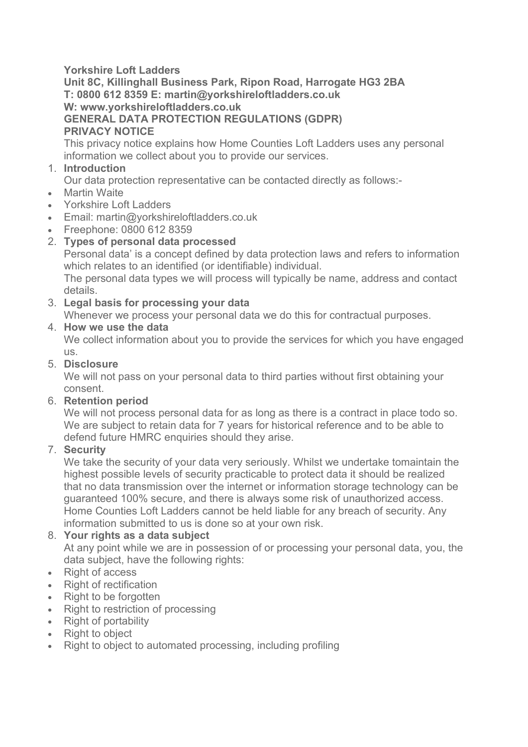**Yorkshire Loft Ladders**
**Unit 8C, Killinghall Business Park, Ripon Road, Harrogate HG3 2BA**
**T: 0800 612 8359 E: martin@yorkshireloftladders.co.uk**
**W: www.yorkshireloftladders.co.uk**

# GENERAL DATA PROTECTION REGULATIONS (GDPR)
## PRIVACY NOTICE

This privacy notice explains how Home Counties Loft Ladders uses any personal information we collect about you to provide our services.

1. **Introduction**
   Our data protection representative can be contacted directly as follows:-

- Martin Waite
- Yorkshire Loft Ladders
- Email: martin@yorkshireloftladders.co.uk
- Freephone: 0800 612 8359

2. **Types of personal data processed**
   Personal data' is a concept defined by data protection laws and refers to information which relates to an identified (or identifiable) individual.
   The personal data types we will process will typically be name, address and contact details.
3. **Legal basis for processing your data**
   Whenever we process your personal data we do this for contractual purposes.
4. **How we use the data**
   We collect information about you to provide the services for which you have engaged us.
5. **Disclosure**
   We will not pass on your personal data to third parties without first obtaining your consent.
6. **Retention period**
   We will not process personal data for as long as there is a contract in place todo so. We are subject to retain data for 7 years for historical reference and to be able to defend future HMRC enquiries should they arise.
7. **Security**
   We take the security of your data very seriously. Whilst we undertake tomaintain the highest possible levels of security practicable to protect data it should be realized that no data transmission over the internet or information storage technology can be guaranteed 100% secure, and there is always some risk of unauthorized access. Home Counties Loft Ladders cannot be held liable for any breach of security. Any information submitted to us is done so at your own risk.
8. **Your rights as a data subject**
   At any point while we are in possession of or processing your personal data, you, the data subject, have the following rights:

- Right of access
- Right of rectification
- Right to be forgotten
- Right to restriction of processing
- Right of portability
- Right to object
- Right to object to automated processing, including profiling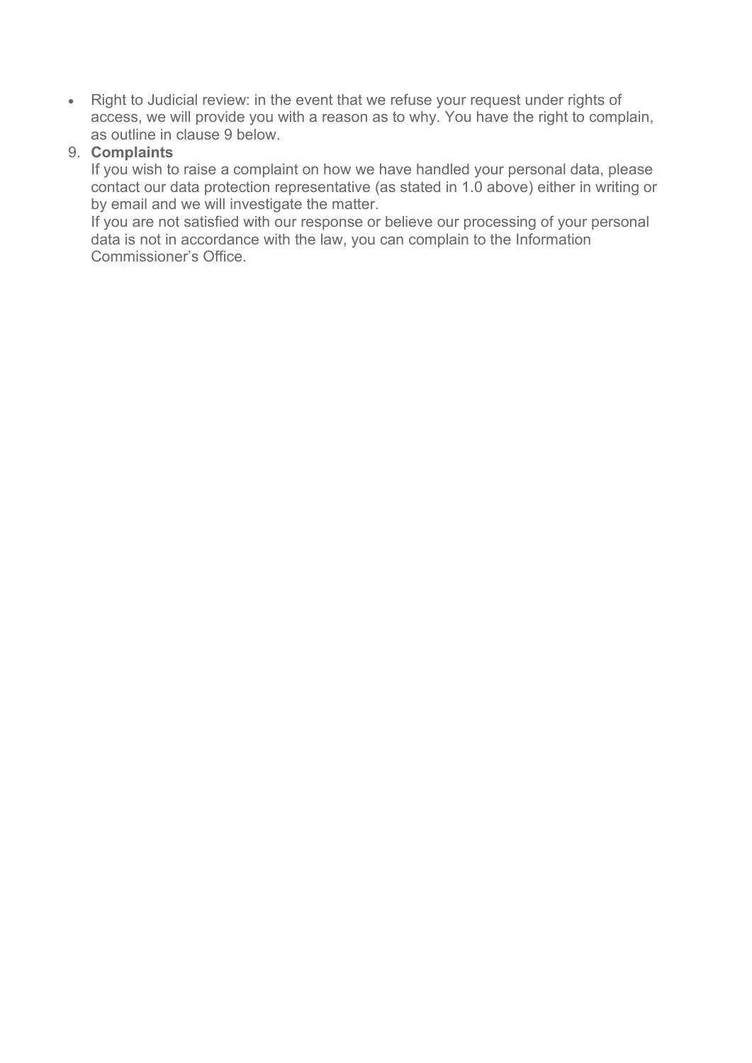- Right to Judicial review: in the event that we refuse your request under rights of access, we will provide you with a reason as to why. You have the right to complain, as outline in clause 9 below.

9. **Complaints**

   If you wish to raise a complaint on how we have handled your personal data, please contact our data protection representative (as stated in 1.0 above) either in writing or by email and we will investigate the matter.

   If you are not satisfied with our response or believe our processing of your personal data is not in accordance with the law, you can complain to the Information Commissioner's Office.